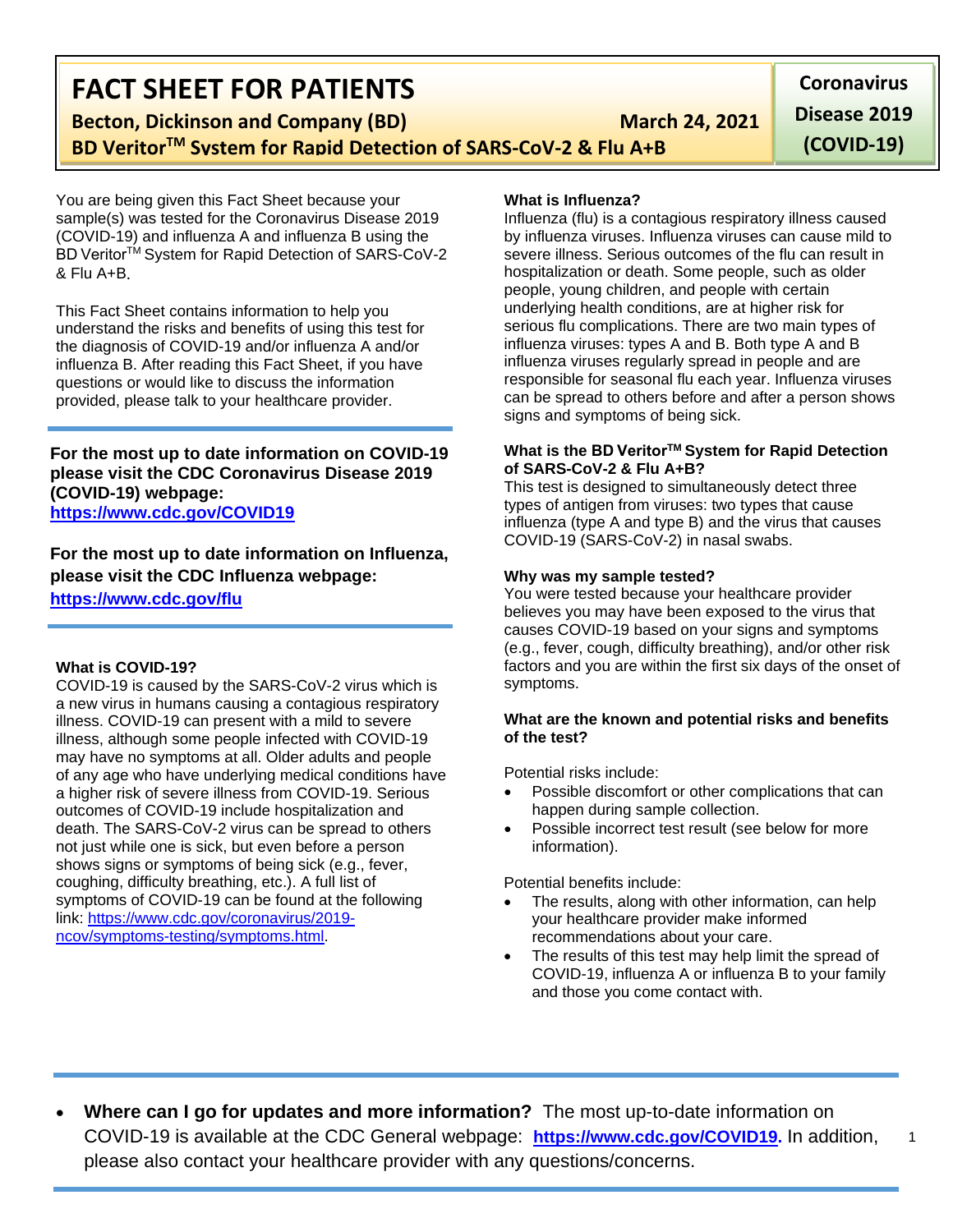# FACT SHEET FOR PATIENTS

**Becton, Dickinson and Company (BD)** **March 24, 2021**

**BD Veritor™ System for Rapid Detection of SARS-CoV-2 & Flu A+B**

**Coronavirus Disease 2019 (COVID-19)**

You are being given this Fact Sheet because your sample(s) was tested for the Coronavirus Disease 2019 (COVID-19) and influenza A and influenza B using the BD Veritor™ System for Rapid Detection of SARS-CoV-2 & Flu A+B.

This Fact Sheet contains information to help you understand the risks and benefits of using this test for the diagnosis of COVID-19 and/or influenza A and/or influenza B. After reading this Fact Sheet, if you have questions or would like to discuss the information provided, please talk to your healthcare provider.

**For the most up to date information on COVID-19 please visit the CDC Coronavirus Disease 2019 (COVID-19) webpage:**
**https://www.cdc.gov/COVID19**

**For the most up to date information on Influenza, please visit the CDC Influenza webpage:**
**https://www.cdc.gov/flu**

**What is COVID-19?**

COVID-19 is caused by the SARS-CoV-2 virus which is a new virus in humans causing a contagious respiratory illness. COVID-19 can present with a mild to severe illness, although some people infected with COVID-19 may have no symptoms at all. Older adults and people of any age who have underlying medical conditions have a higher risk of severe illness from COVID-19. Serious outcomes of COVID-19 include hospitalization and death. The SARS-CoV-2 virus can be spread to others not just while one is sick, but even before a person shows signs or symptoms of being sick (e.g., fever, coughing, difficulty breathing, etc.). A full list of symptoms of COVID-19 can be found at the following link: https://www.cdc.gov/coronavirus/2019-ncov/symptoms-testing/symptoms.html.

**What is Influenza?**

Influenza (flu) is a contagious respiratory illness caused by influenza viruses. Influenza viruses can cause mild to severe illness. Serious outcomes of the flu can result in hospitalization or death. Some people, such as older people, young children, and people with certain underlying health conditions, are at higher risk for serious flu complications. There are two main types of influenza viruses: types A and B. Both type A and B influenza viruses regularly spread in people and are responsible for seasonal flu each year. Influenza viruses can be spread to others before and after a person shows signs and symptoms of being sick.

**What is the BD Veritor™ System for Rapid Detection of SARS-CoV-2 & Flu A+B?**

This test is designed to simultaneously detect three types of antigen from viruses: two types that cause influenza (type A and type B) and the virus that causes COVID-19 (SARS-CoV-2) in nasal swabs.

**Why was my sample tested?**

You were tested because your healthcare provider believes you may have been exposed to the virus that causes COVID-19 based on your signs and symptoms (e.g., fever, cough, difficulty breathing), and/or other risk factors and you are within the first six days of the onset of symptoms.

**What are the known and potential risks and benefits of the test?**

Potential risks include:

- Possible discomfort or other complications that can happen during sample collection.
- Possible incorrect test result (see below for more information).

Potential benefits include:

- The results, along with other information, can help your healthcare provider make informed recommendations about your care.
- The results of this test may help limit the spread of COVID-19, influenza A or influenza B to your family and those you come contact with.

- **Where can I go for updates and more information?** The most up-to-date information on COVID-19 is available at the CDC General webpage: **https://www.cdc.gov/COVID19.** In addition, please also contact your healthcare provider with any questions/concerns.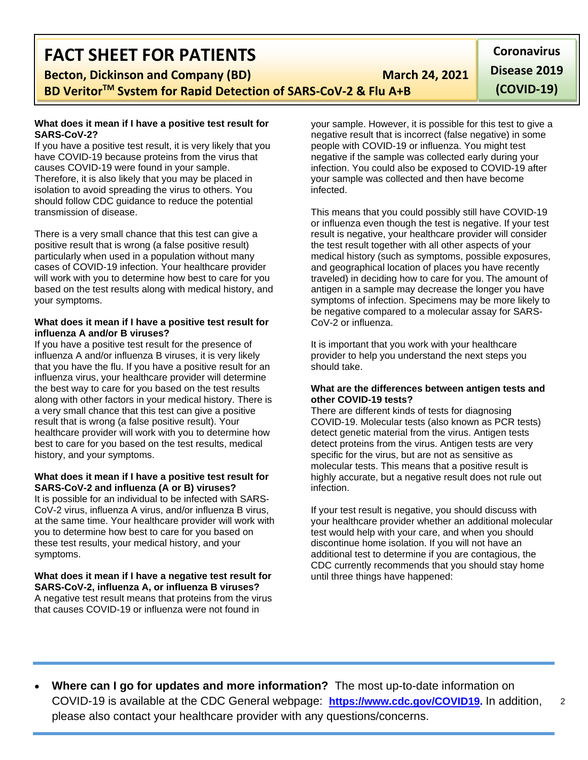What does it mean if I have a positive test result for SARS-CoV-2?

If you have a positive test result, it is very likely that you have COVID-19 because proteins from the virus that causes COVID-19 were found in your sample. Therefore, it is also likely that you may be placed in isolation to avoid spreading the virus to others. You should follow CDC guidance to reduce the potential transmission of disease.

There is a very small chance that this test can give a positive result that is wrong (a false positive result) particularly when used in a population without many cases of COVID-19 infection. Your healthcare provider will work with you to determine how best to care for you based on the test results along with medical history, and your symptoms.

**What does it mean if I have a positive test result for influenza A and/or B viruses?**

If you have a positive test result for the presence of influenza A and/or influenza B viruses, it is very likely that you have the flu. If you have a positive result for an influenza virus, your healthcare provider will determine the best way to care for you based on the test results along with other factors in your medical history. There is a very small chance that this test can give a positive result that is wrong (a false positive result). Your healthcare provider will work with you to determine how best to care for you based on the test results, medical history, and your symptoms.

**What does it mean if I have a positive test result for SARS-CoV-2 and influenza (A or B) viruses?**

It is possible for an individual to be infected with SARS-CoV-2 virus, influenza A virus, and/or influenza B virus, at the same time. Your healthcare provider will work with you to determine how best to care for you based on these test results, your medical history, and your symptoms.

**What does it mean if I have a negative test result for SARS-CoV-2, influenza A, or influenza B viruses?**

A negative test result means that proteins from the virus that causes COVID-19 or influenza were not found in your sample. However, it is possible for this test to give a negative result that is incorrect (false negative) in some people with COVID-19 or influenza. You might test negative if the sample was collected early during your infection. You could also be exposed to COVID-19 after your sample was collected and then have become infected.

This means that you could possibly still have COVID-19 or influenza even though the test is negative. If your test result is negative, your healthcare provider will consider the test result together with all other aspects of your medical history (such as symptoms, possible exposures, and geographical location of places you have recently traveled) in deciding how to care for you. The amount of antigen in a sample may decrease the longer you have symptoms of infection. Specimens may be more likely to be negative compared to a molecular assay for SARS-CoV-2 or influenza.

It is important that you work with your healthcare provider to help you understand the next steps you should take.

**What are the differences between antigen tests and other COVID-19 tests?**

There are different kinds of tests for diagnosing COVID-19. Molecular tests (also known as PCR tests) detect genetic material from the virus. Antigen tests detect proteins from the virus. Antigen tests are very specific for the virus, but are not as sensitive as molecular tests. This means that a positive result is highly accurate, but a negative result does not rule out infection.

If your test result is negative, you should discuss with your healthcare provider whether an additional molecular test would help with your care, and when you should discontinue home isolation. If you will not have an additional test to determine if you are contagious, the CDC currently recommends that you should stay home until three things have happened: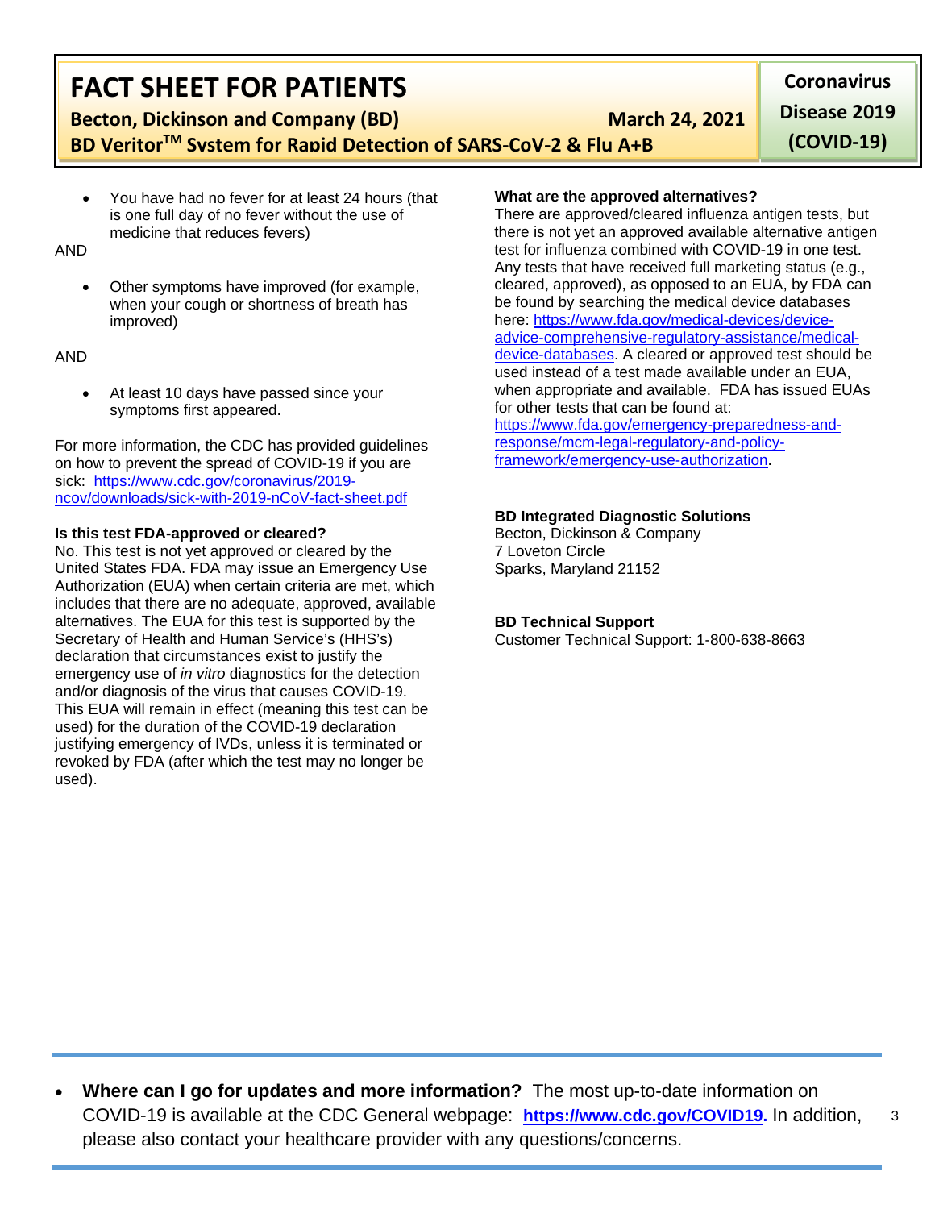- You have had no fever for at least 24 hours (that is one full day of no fever without the use of medicine that reduces fevers)

AND

- Other symptoms have improved (for example, when your cough or shortness of breath has improved)

AND

- At least 10 days have passed since your symptoms first appeared.

For more information, the CDC has provided guidelines on how to prevent the spread of COVID-19 if you are sick: https://www.cdc.gov/coronavirus/2019-ncov/downloads/sick-with-2019-nCoV-fact-sheet.pdf

**Is this test FDA-approved or cleared?**

No. This test is not yet approved or cleared by the United States FDA. FDA may issue an Emergency Use Authorization (EUA) when certain criteria are met, which includes that there are no adequate, approved, available alternatives. The EUA for this test is supported by the Secretary of Health and Human Service's (HHS's) declaration that circumstances exist to justify the emergency use of *in vitro* diagnostics for the detection and/or diagnosis of the virus that causes COVID-19. This EUA will remain in effect (meaning this test can be used) for the duration of the COVID-19 declaration justifying emergency of IVDs, unless it is terminated or revoked by FDA (after which the test may no longer be used).

**What are the approved alternatives?**

There are approved/cleared influenza antigen tests, but there is not yet an approved available alternative antigen test for influenza combined with COVID-19 in one test. Any tests that have received full marketing status (e.g., cleared, approved), as opposed to an EUA, by FDA can be found by searching the medical device databases here: https://www.fda.gov/medical-devices/device-advice-comprehensive-regulatory-assistance/medical-device-databases. A cleared or approved test should be used instead of a test made available under an EUA, when appropriate and available. FDA has issued EUAs for other tests that can be found at: https://www.fda.gov/emergency-preparedness-and-response/mcm-legal-regulatory-and-policy-framework/emergency-use-authorization.

**BD Integrated Diagnostic Solutions**
Becton, Dickinson & Company
7 Loveton Circle
Sparks, Maryland 21152

**BD Technical Support**
Customer Technical Support: 1-800-638-8663

- **Where can I go for updates and more information?** The most up-to-date information on COVID-19 is available at the CDC General webpage: **https://www.cdc.gov/COVID19.** In addition, please also contact your healthcare provider with any questions/concerns.